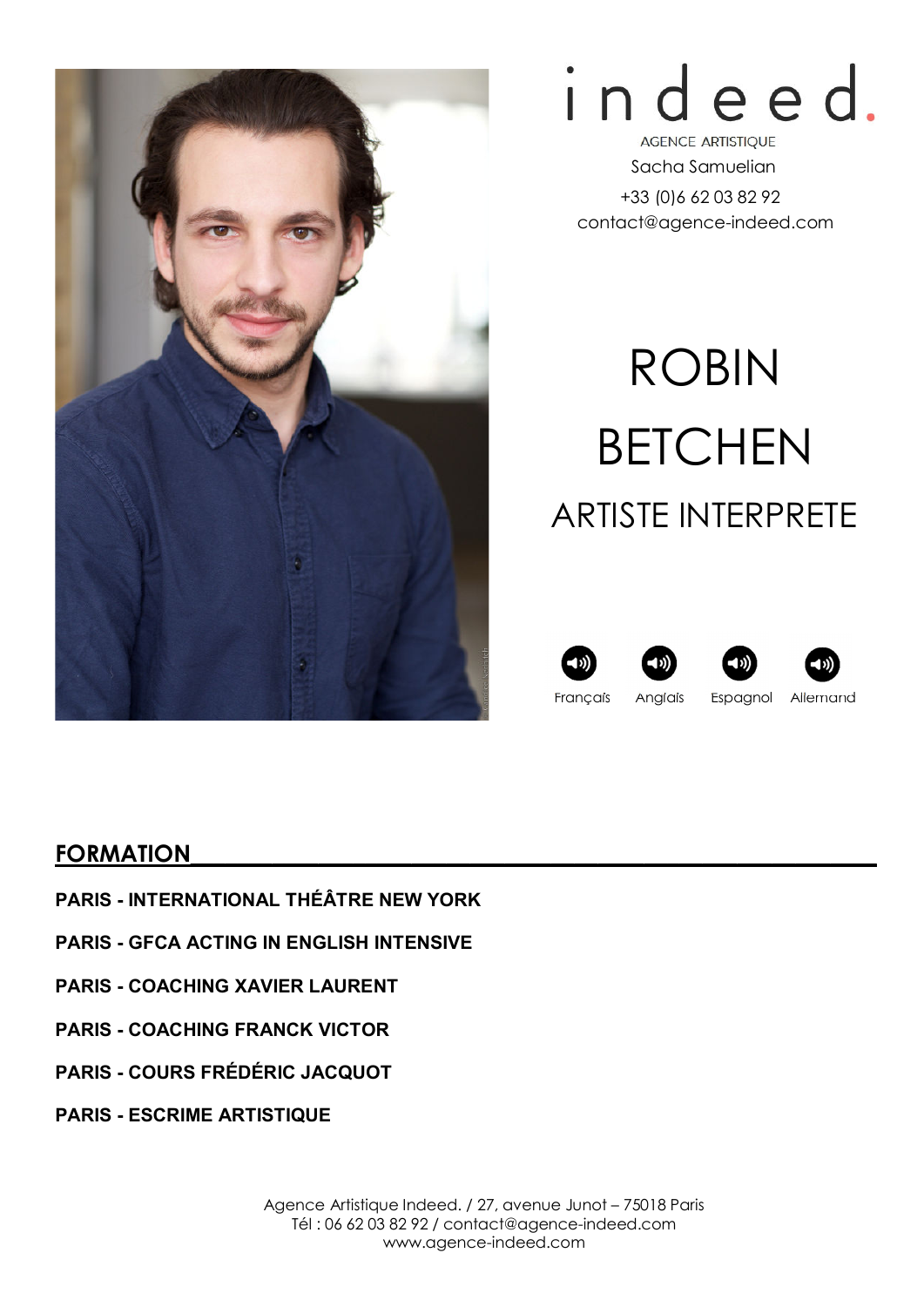indeed.

AGENCE ARTISTIQUE

Sacha Samuelian

+33 (0)6 62 03 82 92

contact@agence-indeed.com

# ROBIN BETCHEN

## ARTISTE INTERPRETE

Français Anglais Espagnol Allemand

## FORMATION

**PARIS - INTERNATIONAL THÉÂTRE NEW YORK**

**PARIS - GFCA ACTING IN ENGLISH INTENSIVE**

**PARIS - COACHING XAVIER LAURENT**

**PARIS - COACHING FRANCK VICTOR**

**PARIS - COURS FRÉDÉRIC JACQUOT**

**PARIS - ESCRIME ARTISTIQUE**

Agence Artistique Indeed. / 27, avenue Junot – 75018 Paris
Tél : 06 62 03 82 92 / contact@agence-indeed.com
www.agence-indeed.com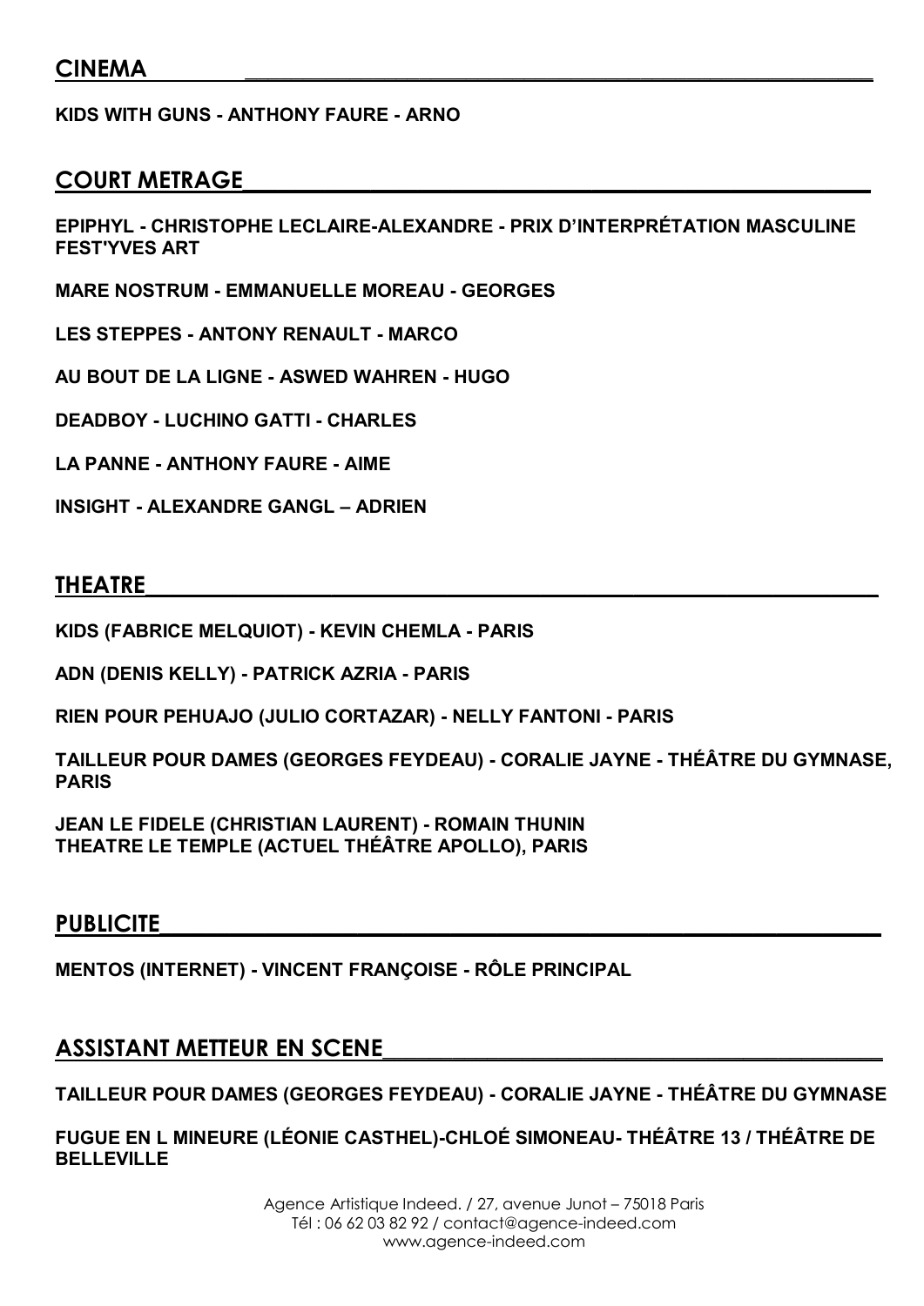## CINEMA

**KIDS WITH GUNS - ANTHONY FAURE - ARNO**

## COURT METRAGE

**EPIPHYL - CHRISTOPHE LECLAIRE-ALEXANDRE - PRIX D'INTERPRÉTATION MASCULINE FEST'YVES ART**

**MARE NOSTRUM - EMMANUELLE MOREAU - GEORGES**

**LES STEPPES - ANTONY RENAULT - MARCO**

**AU BOUT DE LA LIGNE - ASWED WAHREN - HUGO**

**DEADBOY - LUCHINO GATTI - CHARLES**

**LA PANNE - ANTHONY FAURE - AIME**

**INSIGHT - ALEXANDRE GANGL – ADRIEN**

## THEATRE

**KIDS (FABRICE MELQUIOT) - KEVIN CHEMLA - PARIS**

**ADN (DENIS KELLY) - PATRICK AZRIA - PARIS**

**RIEN POUR PEHUAJO (JULIO CORTAZAR) - NELLY FANTONI - PARIS**

**TAILLEUR POUR DAMES (GEORGES FEYDEAU) - CORALIE JAYNE - THÉÂTRE DU GYMNASE, PARIS**

**JEAN LE FIDELE (CHRISTIAN LAURENT) - ROMAIN THUNIN
THEATRE LE TEMPLE (ACTUEL THÉÂTRE APOLLO), PARIS**

## PUBLICITE

**MENTOS (INTERNET) - VINCENT FRANÇOISE - RÔLE PRINCIPAL**

## ASSISTANT METTEUR EN SCENE

**TAILLEUR POUR DAMES (GEORGES FEYDEAU) - CORALIE JAYNE - THÉÂTRE DU GYMNASE**

**FUGUE EN L MINEURE (LÉONIE CASTHEL)-CHLOÉ SIMONEAU- THÉÂTRE 13 / THÉÂTRE DE BELLEVILLE**

Agence Artistique Indeed. / 27, avenue Junot – 75018 Paris
Tél : 06 62 03 82 92 / contact@agence-indeed.com
www.agence-indeed.com